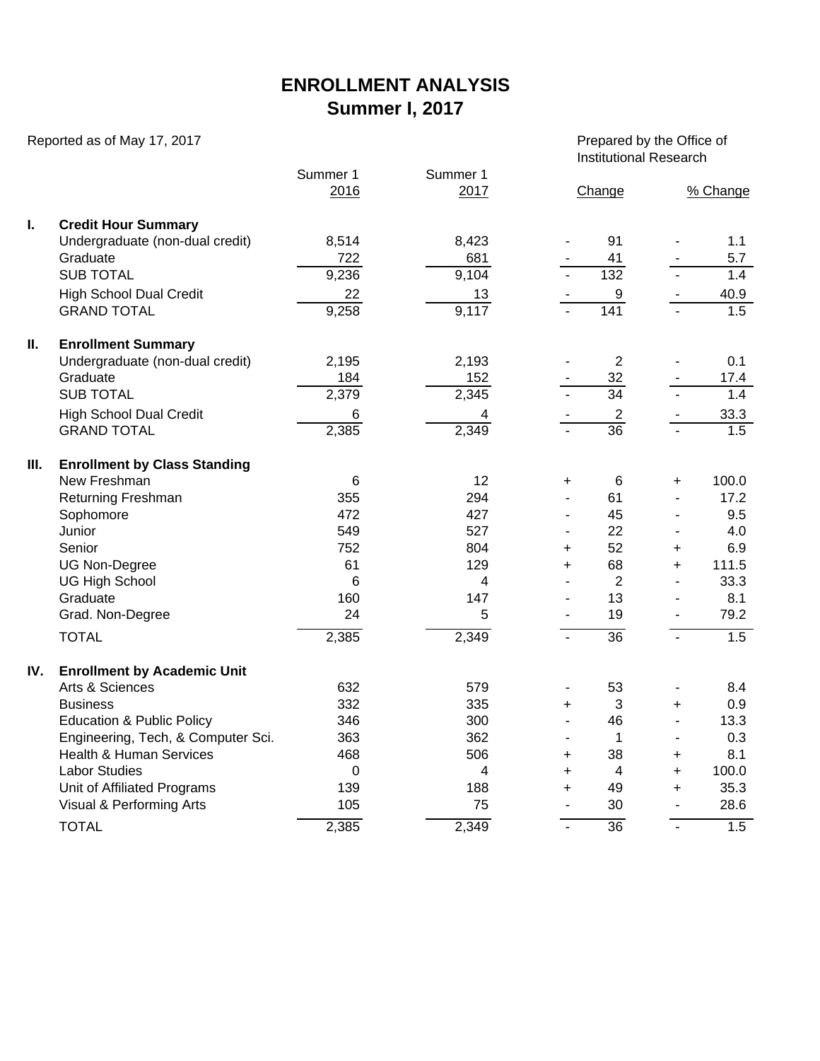# ENROLLMENT ANALYSIS
## Summer I, 2017

Reported as of May 17, 2017

Prepared by the Office of Institutional Research

| | | Summer 1 2016 | Summer 1 2017 | Change | | % Change | |
|---|---|---|---|---|---|---|---|
| **I.** | **Credit Hour Summary** | | | | | | |
| | Undergraduate (non-dual credit) | 8,514 | 8,423 | - | 91 | - | 1.1 |
| | Graduate | 722 | 681 | - | 41 | - | 5.7 |
| | SUB TOTAL | 9,236 | 9,104 | - | 132 | - | 1.4 |
| | High School Dual Credit | 22 | 13 | - | 9 | - | 40.9 |
| | GRAND TOTAL | 9,258 | 9,117 | - | 141 | - | 1.5 |
| **II.** | **Enrollment Summary** | | | | | | |
| | Undergraduate (non-dual credit) | 2,195 | 2,193 | - | 2 | - | 0.1 |
| | Graduate | 184 | 152 | - | 32 | - | 17.4 |
| | SUB TOTAL | 2,379 | 2,345 | - | 34 | - | 1.4 |
| | High School Dual Credit | 6 | 4 | - | 2 | - | 33.3 |
| | GRAND TOTAL | 2,385 | 2,349 | - | 36 | - | 1.5 |
| **III.** | **Enrollment by Class Standing** | | | | | | |
| | New Freshman | 6 | 12 | + | 6 | + | 100.0 |
| | Returning Freshman | 355 | 294 | - | 61 | - | 17.2 |
| | Sophomore | 472 | 427 | - | 45 | - | 9.5 |
| | Junior | 549 | 527 | - | 22 | - | 4.0 |
| | Senior | 752 | 804 | + | 52 | + | 6.9 |
| | UG Non-Degree | 61 | 129 | + | 68 | + | 111.5 |
| | UG High School | 6 | 4 | - | 2 | - | 33.3 |
| | Graduate | 160 | 147 | - | 13 | - | 8.1 |
| | Grad. Non-Degree | 24 | 5 | - | 19 | - | 79.2 |
| | TOTAL | 2,385 | 2,349 | - | 36 | - | 1.5 |
| **IV.** | **Enrollment by Academic Unit** | | | | | | |
| | Arts & Sciences | 632 | 579 | - | 53 | - | 8.4 |
| | Business | 332 | 335 | + | 3 | + | 0.9 |
| | Education & Public Policy | 346 | 300 | - | 46 | - | 13.3 |
| | Engineering, Tech, & Computer Sci. | 363 | 362 | - | 1 | - | 0.3 |
| | Health & Human Services | 468 | 506 | + | 38 | + | 8.1 |
| | Labor Studies | 0 | 4 | + | 4 | + | 100.0 |
| | Unit of Affiliated Programs | 139 | 188 | + | 49 | + | 35.3 |
| | Visual & Performing Arts | 105 | 75 | - | 30 | - | 28.6 |
| | TOTAL | 2,385 | 2,349 | - | 36 | - | 1.5 |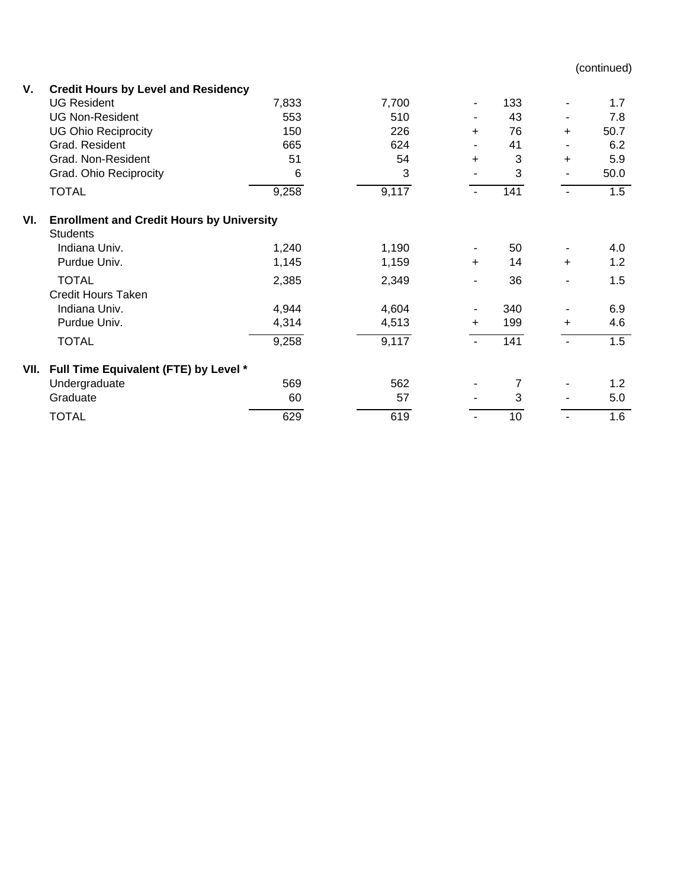(continued)

| | | | | | | | |
|---|---|---|---|---|---|---|---|
| **V.** | **Credit Hours by Level and Residency** | | | | | | |
| | UG Resident | 7,833 | 7,700 | - | 133 | - | 1.7 |
| | UG Non-Resident | 553 | 510 | - | 43 | - | 7.8 |
| | UG Ohio Reciprocity | 150 | 226 | + | 76 | + | 50.7 |
| | Grad. Resident | 665 | 624 | - | 41 | - | 6.2 |
| | Grad. Non-Resident | 51 | 54 | + | 3 | + | 5.9 |
| | Grad. Ohio Reciprocity | 6 | 3 | - | 3 | - | 50.0 |
| | TOTAL | 9,258 | 9,117 | - | 141 | - | 1.5 |
| **VI.** | **Enrollment and Credit Hours by University** | | | | | | |
| | Students | | | | | | |
| | Indiana Univ. | 1,240 | 1,190 | - | 50 | - | 4.0 |
| | Purdue Univ. | 1,145 | 1,159 | + | 14 | + | 1.2 |
| | TOTAL | 2,385 | 2,349 | - | 36 | - | 1.5 |
| | Credit Hours Taken | | | | | | |
| | Indiana Univ. | 4,944 | 4,604 | - | 340 | - | 6.9 |
| | Purdue Univ. | 4,314 | 4,513 | + | 199 | + | 4.6 |
| | TOTAL | 9,258 | 9,117 | - | 141 | - | 1.5 |
| **VII.** | **Full Time Equivalent (FTE) by Level \*** | | | | | | |
| | Undergraduate | 569 | 562 | - | 7 | - | 1.2 |
| | Graduate | 60 | 57 | - | 3 | - | 5.0 |
| | TOTAL | 629 | 619 | - | 10 | - | 1.6 |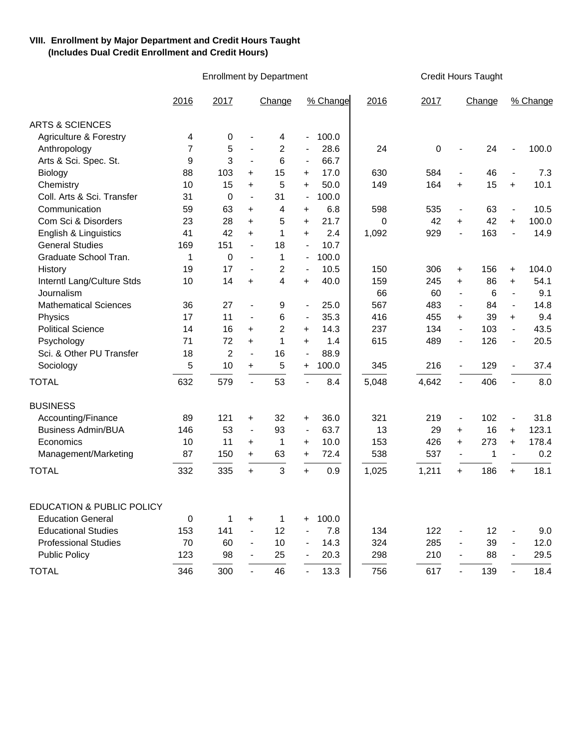**VIII. Enrollment by Major Department and Credit Hours Taught (Includes Dual Credit Enrollment and Credit Hours)**

| | Enrollment by Department | | | | | | Credit Hours Taught | | | | | |
|---|---|---|---|---|---|---|---|---|---|---|---|---|
| | 2016 | 2017 | | Change | | % Change | 2016 | 2017 | | Change | | % Change |
| **ARTS & SCIENCES** | | | | | | | | | | | | |
| Agriculture & Forestry | 4 | 0 | - | 4 | - | 100.0 | | | | | | |
| Anthropology | 7 | 5 | - | 2 | - | 28.6 | 24 | 0 | - | 24 | - | 100.0 |
| Arts & Sci. Spec. St. | 9 | 3 | - | 6 | - | 66.7 | | | | | | |
| Biology | 88 | 103 | + | 15 | + | 17.0 | 630 | 584 | - | 46 | - | 7.3 |
| Chemistry | 10 | 15 | + | 5 | + | 50.0 | 149 | 164 | + | 15 | + | 10.1 |
| Coll. Arts & Sci. Transfer | 31 | 0 | - | 31 | - | 100.0 | | | | | | |
| Communication | 59 | 63 | + | 4 | + | 6.8 | 598 | 535 | - | 63 | - | 10.5 |
| Com Sci & Disorders | 23 | 28 | + | 5 | + | 21.7 | 0 | 42 | + | 42 | + | 100.0 |
| English & Linguistics | 41 | 42 | + | 1 | + | 2.4 | 1,092 | 929 | - | 163 | - | 14.9 |
| General Studies | 169 | 151 | - | 18 | - | 10.7 | | | | | | |
| Graduate School Tran. | 1 | 0 | - | 1 | - | 100.0 | | | | | | |
| History | 19 | 17 | - | 2 | - | 10.5 | 150 | 306 | + | 156 | + | 104.0 |
| Interntl Lang/Culture Stds | 10 | 14 | + | 4 | + | 40.0 | 159 | 245 | + | 86 | + | 54.1 |
| Journalism | | | | | | | 66 | 60 | - | 6 | - | 9.1 |
| Mathematical Sciences | 36 | 27 | - | 9 | - | 25.0 | 567 | 483 | - | 84 | - | 14.8 |
| Physics | 17 | 11 | - | 6 | - | 35.3 | 416 | 455 | + | 39 | + | 9.4 |
| Political Science | 14 | 16 | + | 2 | + | 14.3 | 237 | 134 | - | 103 | - | 43.5 |
| Psychology | 71 | 72 | + | 1 | + | 1.4 | 615 | 489 | - | 126 | - | 20.5 |
| Sci. & Other PU Transfer | 18 | 2 | - | 16 | - | 88.9 | | | | | | |
| Sociology | 5 | 10 | + | 5 | + | 100.0 | 345 | 216 | - | 129 | - | 37.4 |
| TOTAL | 632 | 579 | - | 53 | - | 8.4 | 5,048 | 4,642 | - | 406 | - | 8.0 |
| **BUSINESS** | | | | | | | | | | | | |
| Accounting/Finance | 89 | 121 | + | 32 | + | 36.0 | 321 | 219 | - | 102 | - | 31.8 |
| Business Admin/BUA | 146 | 53 | - | 93 | - | 63.7 | 13 | 29 | + | 16 | + | 123.1 |
| Economics | 10 | 11 | + | 1 | + | 10.0 | 153 | 426 | + | 273 | + | 178.4 |
| Management/Marketing | 87 | 150 | + | 63 | + | 72.4 | 538 | 537 | - | 1 | - | 0.2 |
| TOTAL | 332 | 335 | + | 3 | + | 0.9 | 1,025 | 1,211 | + | 186 | + | 18.1 |
| **EDUCATION & PUBLIC POLICY** | | | | | | | | | | | | |
| Education General | 0 | 1 | + | 1 | + | 100.0 | | | | | | |
| Educational Studies | 153 | 141 | - | 12 | - | 7.8 | 134 | 122 | - | 12 | - | 9.0 |
| Professional Studies | 70 | 60 | - | 10 | - | 14.3 | 324 | 285 | - | 39 | - | 12.0 |
| Public Policy | 123 | 98 | - | 25 | - | 20.3 | 298 | 210 | - | 88 | - | 29.5 |
| TOTAL | 346 | 300 | - | 46 | - | 13.3 | 756 | 617 | - | 139 | - | 18.4 |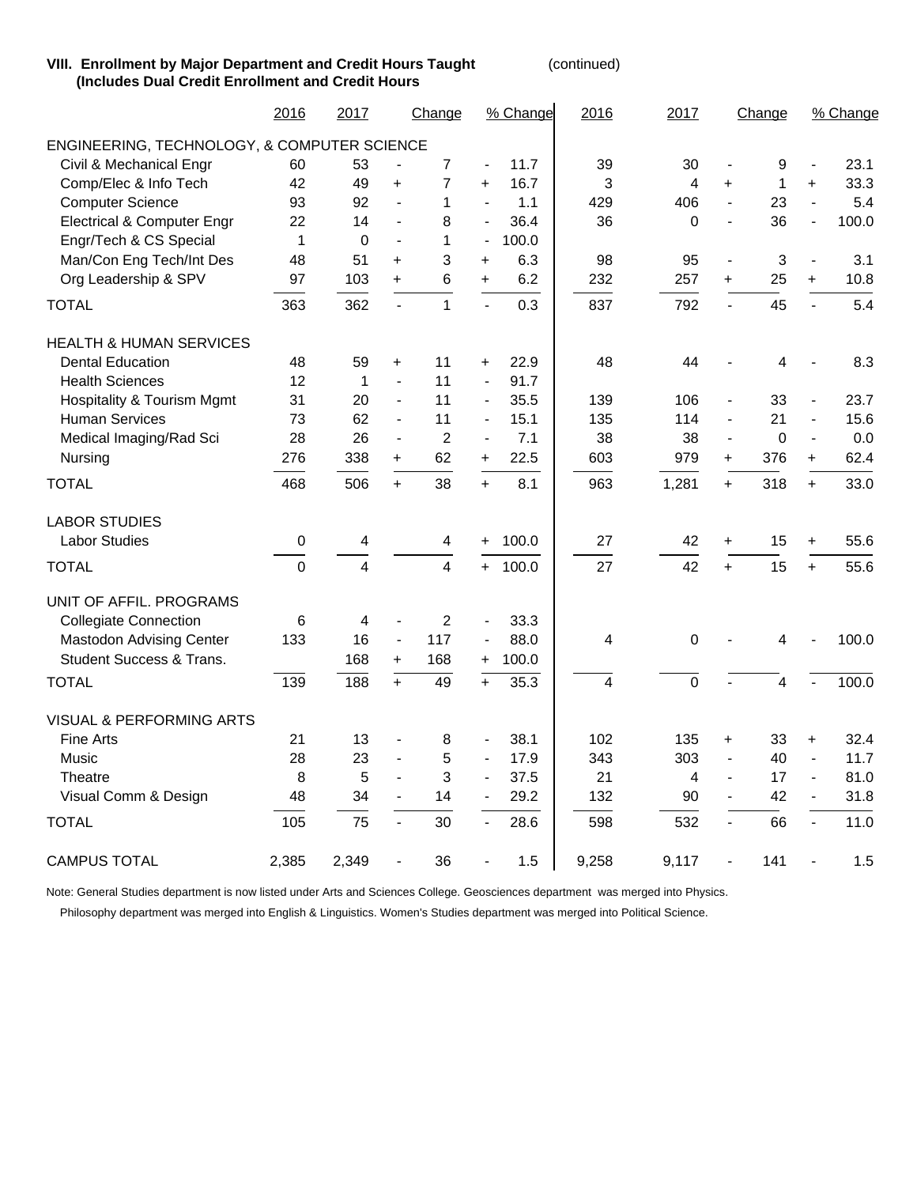**VIII. Enrollment by Major Department and Credit Hours Taught (Includes Dual Credit Enrollment and Credit Hours)** (continued)

| | 2016 | 2017 | | Change | | % Change | 2016 | 2017 | | Change | | % Change |
|---|---|---|---|---|---|---|---|---|---|---|---|---|
| ENGINEERING, TECHNOLOGY, & COMPUTER SCIENCE | | | | | | | | | | | | |
| Civil & Mechanical Engr | 60 | 53 | - | 7 | - | 11.7 | 39 | 30 | - | 9 | - | 23.1 |
| Comp/Elec & Info Tech | 42 | 49 | + | 7 | + | 16.7 | 3 | 4 | + | 1 | + | 33.3 |
| Computer Science | 93 | 92 | - | 1 | - | 1.1 | 429 | 406 | - | 23 | - | 5.4 |
| Electrical & Computer Engr | 22 | 14 | - | 8 | - | 36.4 | 36 | 0 | - | 36 | - | 100.0 |
| Engr/Tech & CS Special | 1 | 0 | - | 1 | - | 100.0 | | | | | | |
| Man/Con Eng Tech/Int Des | 48 | 51 | + | 3 | + | 6.3 | 98 | 95 | - | 3 | - | 3.1 |
| Org Leadership & SPV | 97 | 103 | + | 6 | + | 6.2 | 232 | 257 | + | 25 | + | 10.8 |
| TOTAL | 363 | 362 | - | 1 | - | 0.3 | 837 | 792 | - | 45 | - | 5.4 |
| HEALTH & HUMAN SERVICES | | | | | | | | | | | | |
| Dental Education | 48 | 59 | + | 11 | + | 22.9 | 48 | 44 | - | 4 | - | 8.3 |
| Health Sciences | 12 | 1 | - | 11 | - | 91.7 | | | | | | |
| Hospitality & Tourism Mgmt | 31 | 20 | - | 11 | - | 35.5 | 139 | 106 | - | 33 | - | 23.7 |
| Human Services | 73 | 62 | - | 11 | - | 15.1 | 135 | 114 | - | 21 | - | 15.6 |
| Medical Imaging/Rad Sci | 28 | 26 | - | 2 | - | 7.1 | 38 | 38 | - | 0 | - | 0.0 |
| Nursing | 276 | 338 | + | 62 | + | 22.5 | 603 | 979 | + | 376 | + | 62.4 |
| TOTAL | 468 | 506 | + | 38 | + | 8.1 | 963 | 1,281 | + | 318 | + | 33.0 |
| LABOR STUDIES | | | | | | | | | | | | |
| Labor Studies | 0 | 4 | | 4 | + | 100.0 | 27 | 42 | + | 15 | + | 55.6 |
| TOTAL | 0 | 4 | | 4 | + | 100.0 | 27 | 42 | + | 15 | + | 55.6 |
| UNIT OF AFFIL. PROGRAMS | | | | | | | | | | | | |
| Collegiate Connection | 6 | 4 | - | 2 | - | 33.3 | | | | | | |
| Mastodon Advising Center | 133 | 16 | - | 117 | - | 88.0 | 4 | 0 | - | 4 | - | 100.0 |
| Student Success & Trans. | | 168 | + | 168 | + | 100.0 | | | | | | |
| TOTAL | 139 | 188 | + | 49 | + | 35.3 | 4 | 0 | - | 4 | - | 100.0 |
| VISUAL & PERFORMING ARTS | | | | | | | | | | | | |
| Fine Arts | 21 | 13 | - | 8 | - | 38.1 | 102 | 135 | + | 33 | + | 32.4 |
| Music | 28 | 23 | - | 5 | - | 17.9 | 343 | 303 | - | 40 | - | 11.7 |
| Theatre | 8 | 5 | - | 3 | - | 37.5 | 21 | 4 | - | 17 | - | 81.0 |
| Visual Comm & Design | 48 | 34 | - | 14 | - | 29.2 | 132 | 90 | - | 42 | - | 31.8 |
| TOTAL | 105 | 75 | - | 30 | - | 28.6 | 598 | 532 | - | 66 | - | 11.0 |
| CAMPUS TOTAL | 2,385 | 2,349 | - | 36 | - | 1.5 | 9,258 | 9,117 | - | 141 | - | 1.5 |

Note: General Studies department is now listed under Arts and Sciences College. Geosciences department was merged into Physics.
Philosophy department was merged into English & Linguistics. Women's Studies department was merged into Political Science.